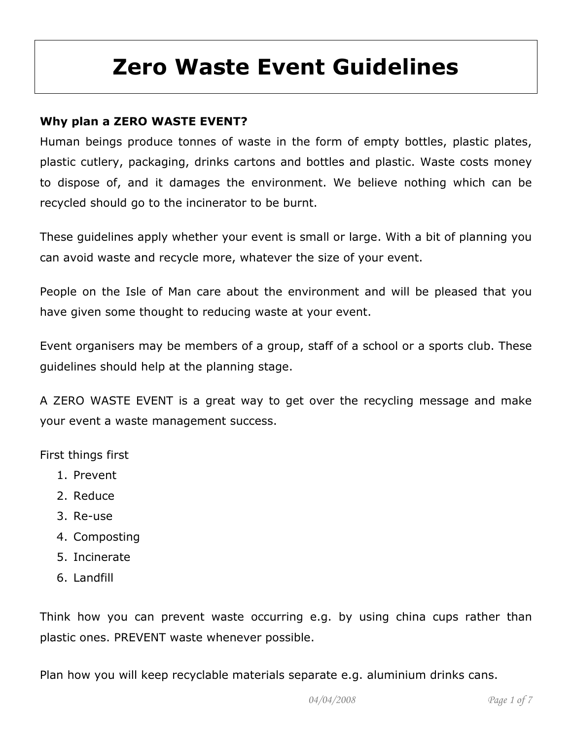# Zero Waste Event Guidelines

**Why plan a ZERO WASTE EVENT?**

Human beings produce tonnes of waste in the form of empty bottles, plastic plates, plastic cutlery, packaging, drinks cartons and bottles and plastic. Waste costs money to dispose of, and it damages the environment. We believe nothing which can be recycled should go to the incinerator to be burnt.

These guidelines apply whether your event is small or large. With a bit of planning you can avoid waste and recycle more, whatever the size of your event.

People on the Isle of Man care about the environment and will be pleased that you have given some thought to reducing waste at your event.

Event organisers may be members of a group, staff of a school or a sports club. These guidelines should help at the planning stage.

A ZERO WASTE EVENT is a great way to get over the recycling message and make your event a waste management success.

First things first

1. Prevent
2. Reduce
3. Re-use
4. Composting
5. Incinerate
6. Landfill

Think how you can prevent waste occurring e.g. by using china cups rather than plastic ones. PREVENT waste whenever possible.

Plan how you will keep recyclable materials separate e.g. aluminium drinks cans.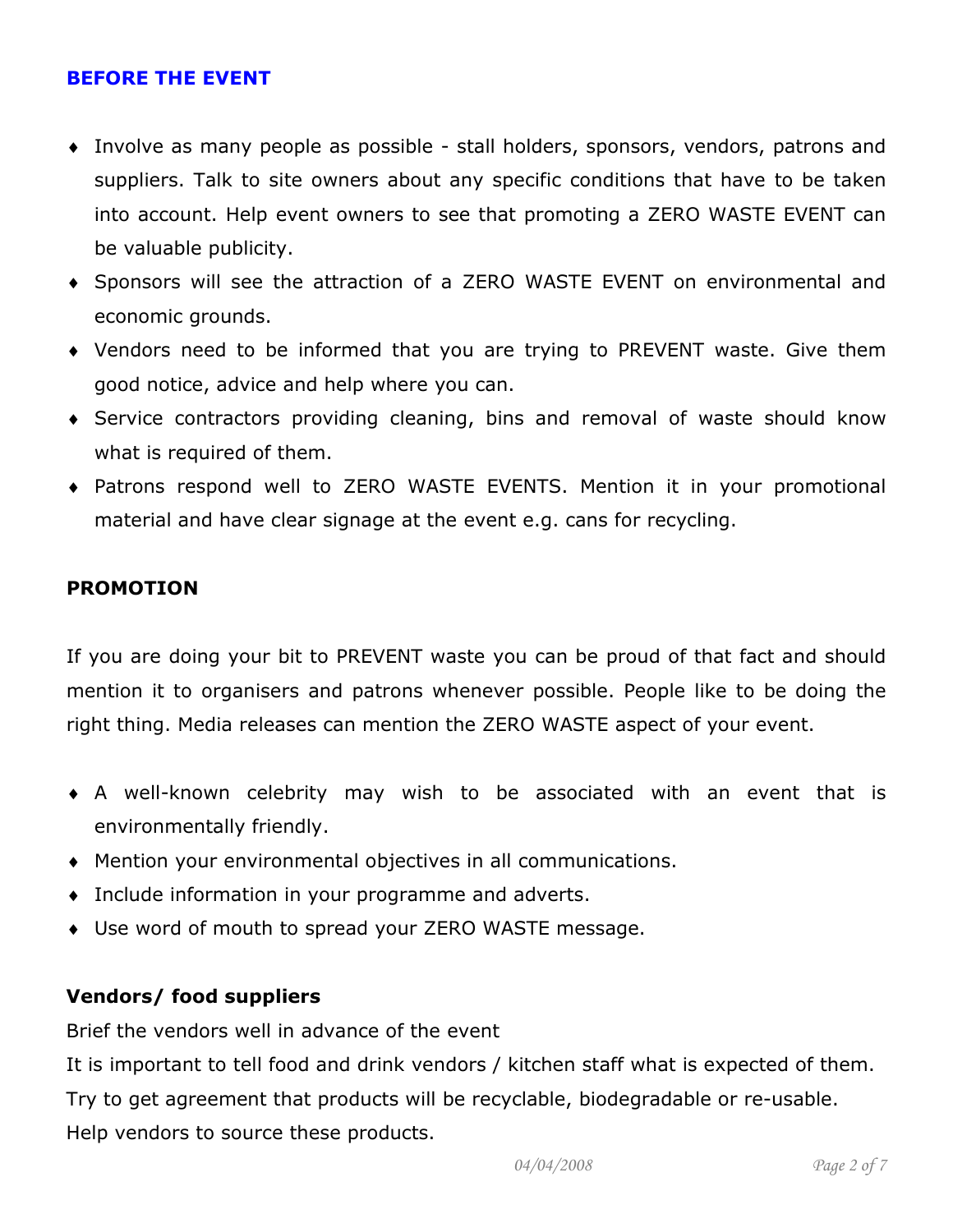## BEFORE THE EVENT

- Involve as many people as possible - stall holders, sponsors, vendors, patrons and suppliers. Talk to site owners about any specific conditions that have to be taken into account. Help event owners to see that promoting a ZERO WASTE EVENT can be valuable publicity.
- Sponsors will see the attraction of a ZERO WASTE EVENT on environmental and economic grounds.
- Vendors need to be informed that you are trying to PREVENT waste. Give them good notice, advice and help where you can.
- Service contractors providing cleaning, bins and removal of waste should know what is required of them.
- Patrons respond well to ZERO WASTE EVENTS. Mention it in your promotional material and have clear signage at the event e.g. cans for recycling.

## PROMOTION

If you are doing your bit to PREVENT waste you can be proud of that fact and should mention it to organisers and patrons whenever possible. People like to be doing the right thing. Media releases can mention the ZERO WASTE aspect of your event.

- A well-known celebrity may wish to be associated with an event that is environmentally friendly.
- Mention your environmental objectives in all communications.
- Include information in your programme and adverts.
- Use word of mouth to spread your ZERO WASTE message.

### Vendors/ food suppliers

Brief the vendors well in advance of the event

It is important to tell food and drink vendors / kitchen staff what is expected of them.

Try to get agreement that products will be recyclable, biodegradable or re-usable.

Help vendors to source these products.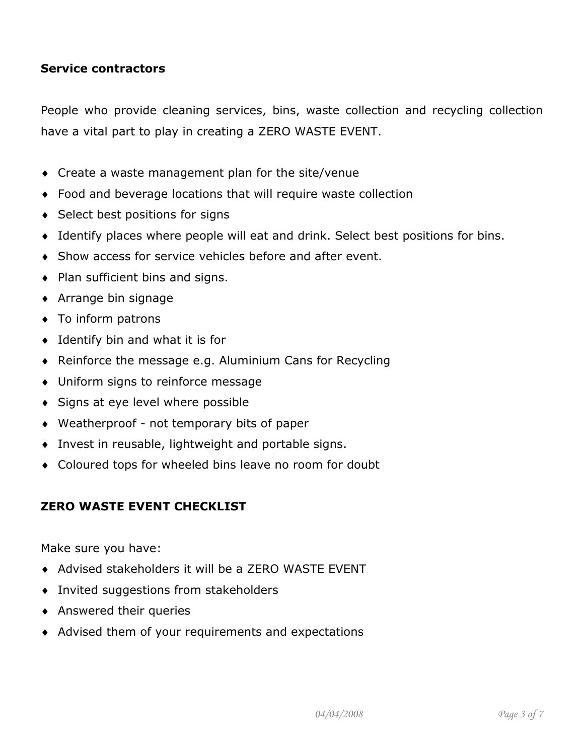**Service contractors**

People who provide cleaning services, bins, waste collection and recycling collection have a vital part to play in creating a ZERO WASTE EVENT.

- Create a waste management plan for the site/venue
- Food and beverage locations that will require waste collection
- Select best positions for signs
- Identify places where people will eat and drink. Select best positions for bins.
- Show access for service vehicles before and after event.
- Plan sufficient bins and signs.
- Arrange bin signage
- To inform patrons
- Identify bin and what it is for
- Reinforce the message e.g. Aluminium Cans for Recycling
- Uniform signs to reinforce message
- Signs at eye level where possible
- Weatherproof - not temporary bits of paper
- Invest in reusable, lightweight and portable signs.
- Coloured tops for wheeled bins leave no room for doubt

**ZERO WASTE EVENT CHECKLIST**

Make sure you have:

- Advised stakeholders it will be a ZERO WASTE EVENT
- Invited suggestions from stakeholders
- Answered their queries
- Advised them of your requirements and expectations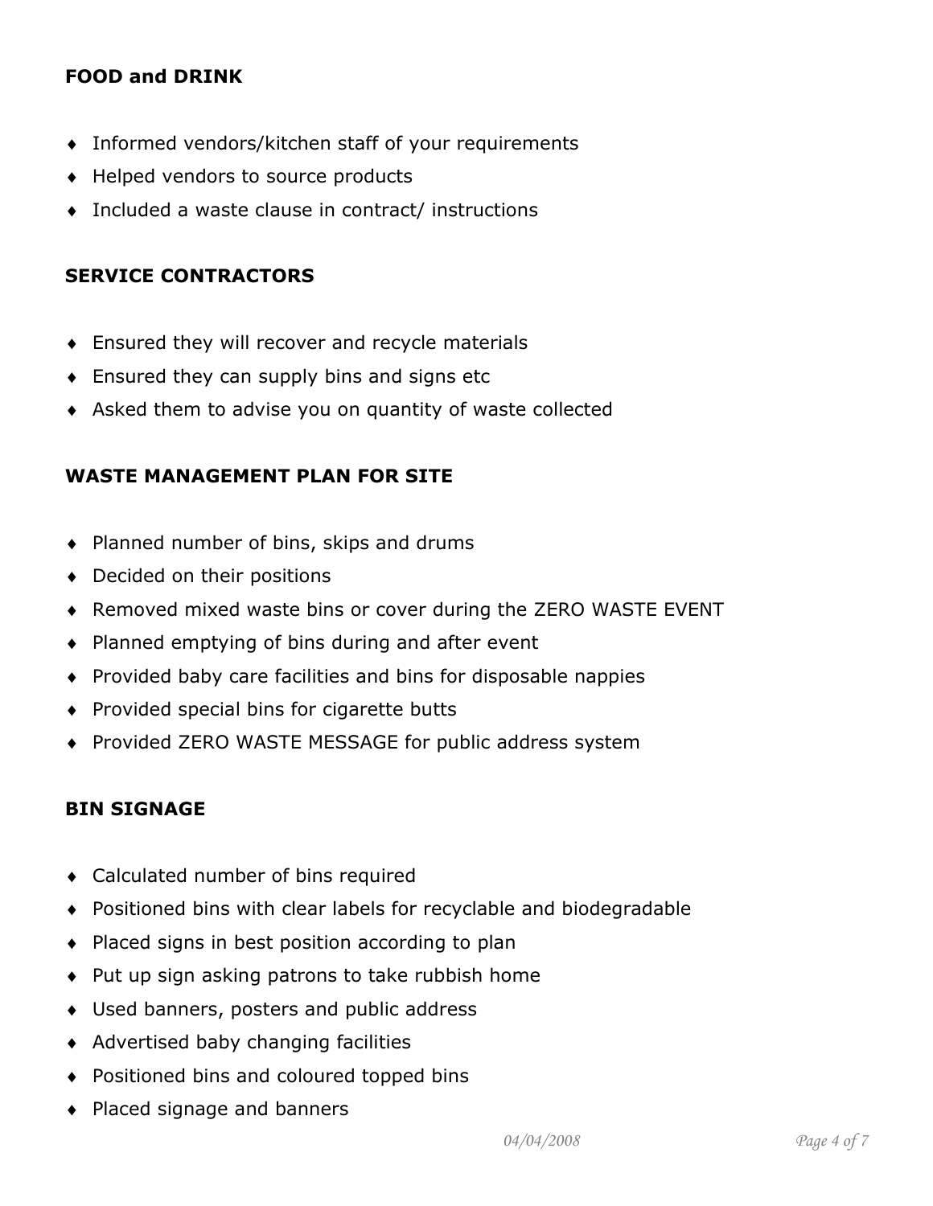**FOOD and DRINK**

- Informed vendors/kitchen staff of your requirements
- Helped vendors to source products
- Included a waste clause in contract/ instructions

**SERVICE CONTRACTORS**

- Ensured they will recover and recycle materials
- Ensured they can supply bins and signs etc
- Asked them to advise you on quantity of waste collected

**WASTE MANAGEMENT PLAN FOR SITE**

- Planned number of bins, skips and drums
- Decided on their positions
- Removed mixed waste bins or cover during the ZERO WASTE EVENT
- Planned emptying of bins during and after event
- Provided baby care facilities and bins for disposable nappies
- Provided special bins for cigarette butts
- Provided ZERO WASTE MESSAGE for public address system

**BIN SIGNAGE**

- Calculated number of bins required
- Positioned bins with clear labels for recyclable and biodegradable
- Placed signs in best position according to plan
- Put up sign asking patrons to take rubbish home
- Used banners, posters and public address
- Advertised baby changing facilities
- Positioned bins and coloured topped bins
- Placed signage and banners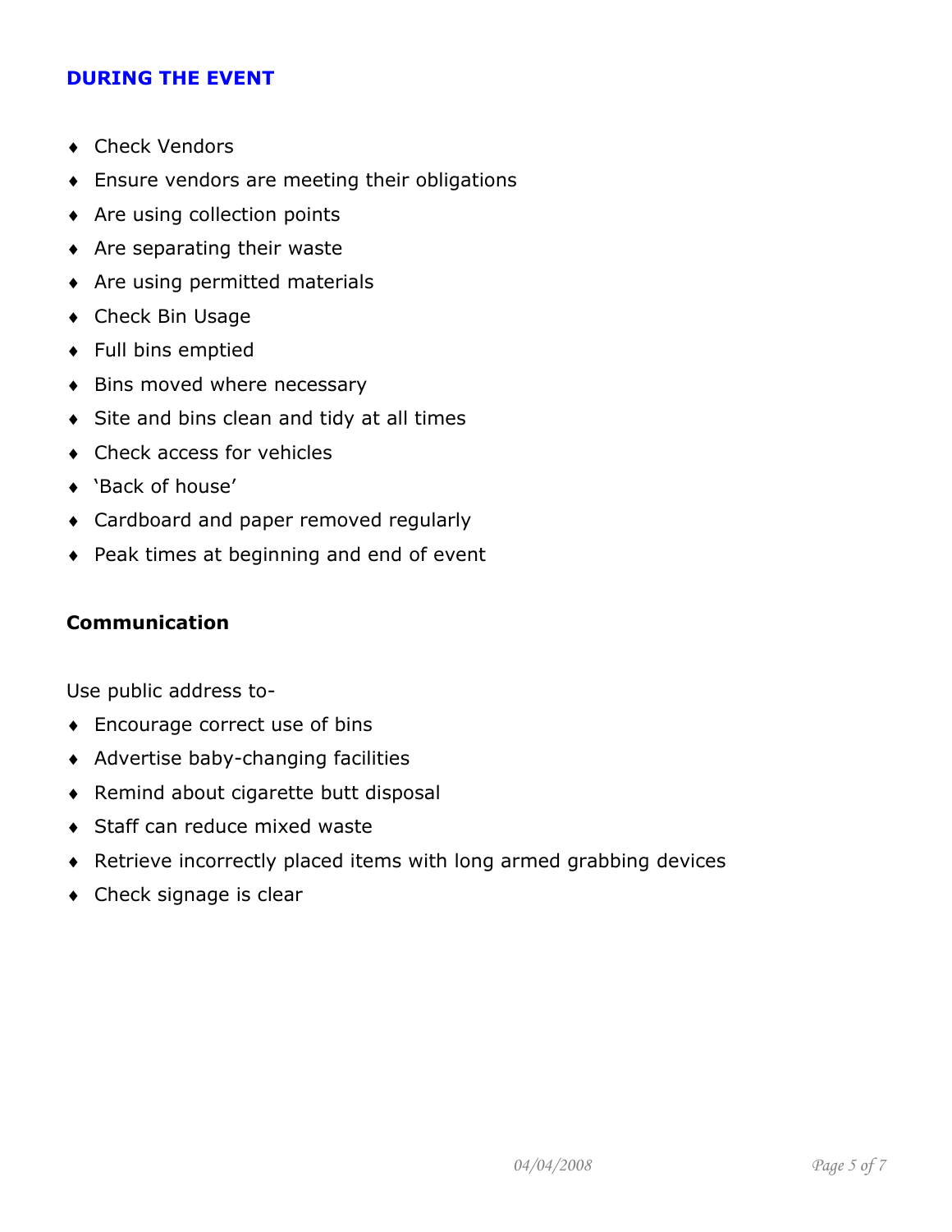## DURING THE EVENT

- Check Vendors
- Ensure vendors are meeting their obligations
- Are using collection points
- Are separating their waste
- Are using permitted materials
- Check Bin Usage
- Full bins emptied
- Bins moved where necessary
- Site and bins clean and tidy at all times
- Check access for vehicles
- 'Back of house'
- Cardboard and paper removed regularly
- Peak times at beginning and end of event

### Communication

Use public address to-

- Encourage correct use of bins
- Advertise baby-changing facilities
- Remind about cigarette butt disposal
- Staff can reduce mixed waste
- Retrieve incorrectly placed items with long armed grabbing devices
- Check signage is clear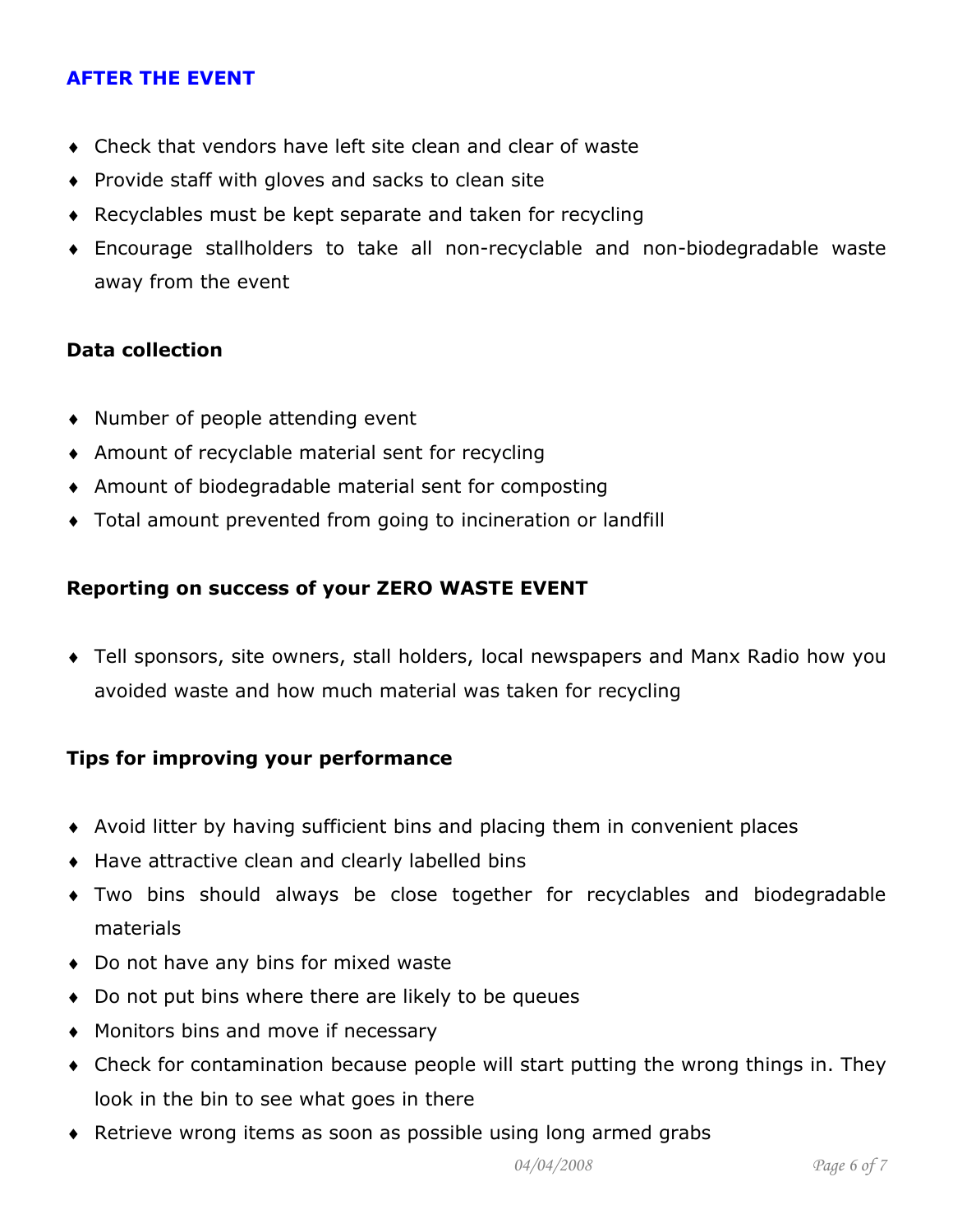## AFTER THE EVENT

- Check that vendors have left site clean and clear of waste
- Provide staff with gloves and sacks to clean site
- Recyclables must be kept separate and taken for recycling
- Encourage stallholders to take all non-recyclable and non-biodegradable waste away from the event

### Data collection

- Number of people attending event
- Amount of recyclable material sent for recycling
- Amount of biodegradable material sent for composting
- Total amount prevented from going to incineration or landfill

### Reporting on success of your ZERO WASTE EVENT

- Tell sponsors, site owners, stall holders, local newspapers and Manx Radio how you avoided waste and how much material was taken for recycling

### Tips for improving your performance

- Avoid litter by having sufficient bins and placing them in convenient places
- Have attractive clean and clearly labelled bins
- Two bins should always be close together for recyclables and biodegradable materials
- Do not have any bins for mixed waste
- Do not put bins where there are likely to be queues
- Monitors bins and move if necessary
- Check for contamination because people will start putting the wrong things in. They look in the bin to see what goes in there
- Retrieve wrong items as soon as possible using long armed grabs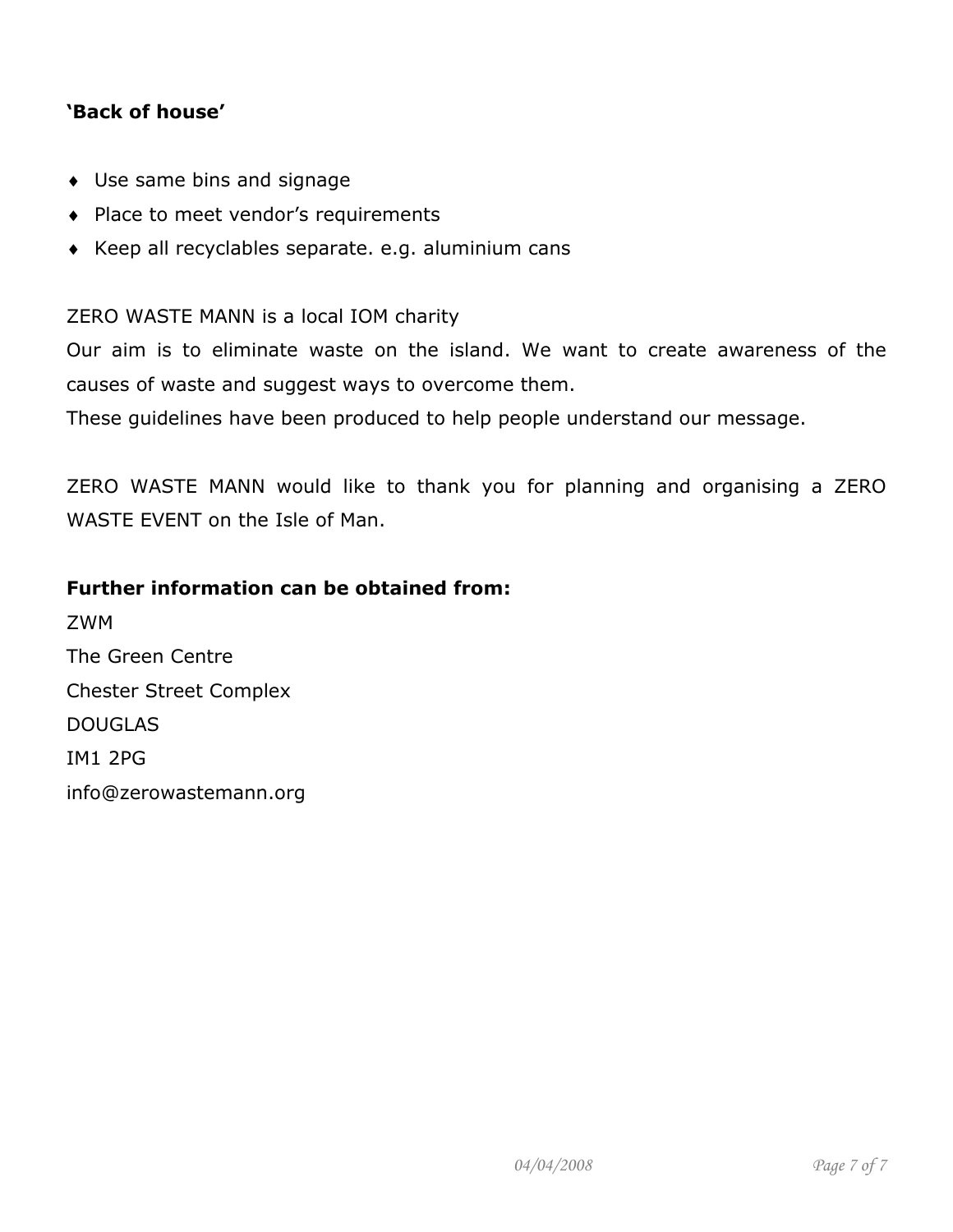**‘Back of house’**

- Use same bins and signage
- Place to meet vendor’s requirements
- Keep all recyclables separate. e.g. aluminium cans

ZERO WASTE MANN is a local IOM charity
Our aim is to eliminate waste on the island. We want to create awareness of the causes of waste and suggest ways to overcome them.
These guidelines have been produced to help people understand our message.

ZERO WASTE MANN would like to thank you for planning and organising a ZERO WASTE EVENT on the Isle of Man.

**Further information can be obtained from:**

ZWM
The Green Centre
Chester Street Complex
DOUGLAS
IM1 2PG
info@zerowastemann.org